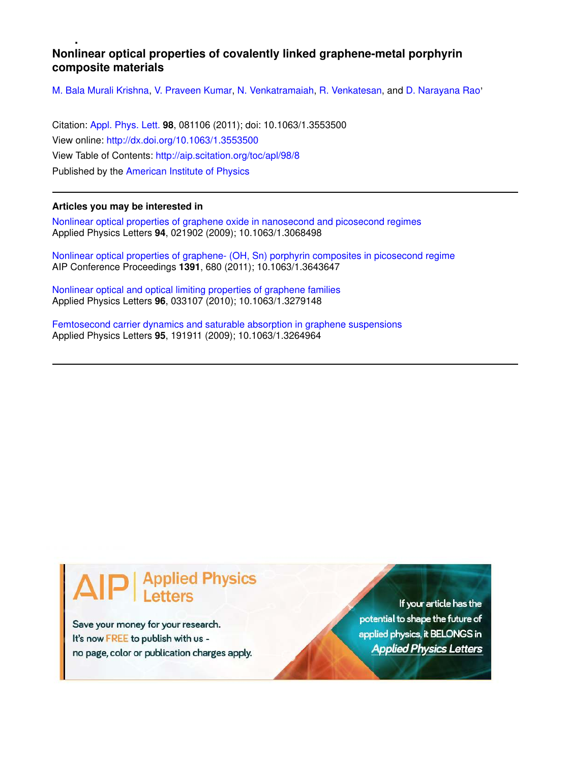# Nonlinear optical properties of covalently linked graphene-metal porphyrin composite materials

M. Bala Murali Krishna, V. Praveen Kumar, N. Venkatramaiah, R. Venkatesan, and D. Narayana Rao

Citation: Appl. Phys. Lett. **98**, 081106 (2011); doi: 10.1063/1.3553500

View online: http://dx.doi.org/10.1063/1.3553500

View Table of Contents: http://aip.scitation.org/toc/apl/98/8

Published by the American Institute of Physics

---

### Articles you may be interested in

Nonlinear optical properties of graphene oxide in nanosecond and picosecond regimes
Applied Physics Letters **94**, 021902 (2009); 10.1063/1.3068498

Nonlinear optical properties of graphene- (OH, Sn) porphyrin composites in picosecond regime
AIP Conference Proceedings **1391**, 680 (2011); 10.1063/1.3643647

Nonlinear optical and optical limiting properties of graphene families
Applied Physics Letters **96**, 033107 (2010); 10.1063/1.3279148

Femtosecond carrier dynamics and saturable absorption in graphene suspensions
Applied Physics Letters **95**, 191911 (2009); 10.1063/1.3264964

---

AIP | Applied Physics Letters

Save your money for your research.
It's now FREE to publish with us -
no page, color or publication charges apply.

If your article has the potential to shape the future of applied physics, it BELONGS in *Applied Physics Letters*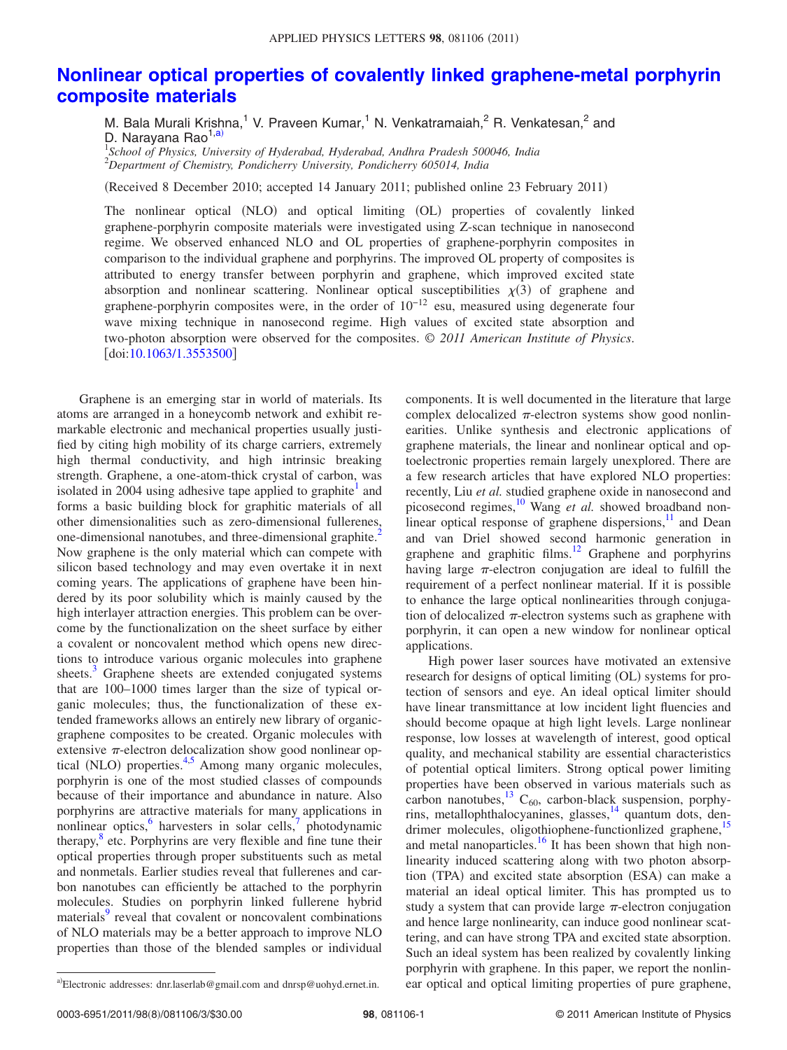# Nonlinear optical properties of covalently linked graphene-metal porphyrin composite materials

M. Bala Murali Krishna,[1] V. Praveen Kumar,[1] N. Venkatramaiah,[2] R. Venkatesan,[2] and D. Narayana Rao[1,a)]

[1]*School of Physics, University of Hyderabad, Hyderabad, Andhra Pradesh 500046, India*
[2]*Department of Chemistry, Pondicherry University, Pondicherry 605014, India*

(Received 8 December 2010; accepted 14 January 2011; published online 23 February 2011)

The nonlinear optical (NLO) and optical limiting (OL) properties of covalently linked graphene-porphyrin composite materials were investigated using Z-scan technique in nanosecond regime. We observed enhanced NLO and OL properties of graphene-porphyrin composites in comparison to the individual graphene and porphyrins. The improved OL property of composites is attributed to energy transfer between porphyrin and graphene, which improved excited state absorption and nonlinear scattering. Nonlinear optical susceptibilities $\chi(3)$ of graphene and graphene-porphyrin composites were, in the order of $10^{-12}$ esu, measured using degenerate four wave mixing technique in nanosecond regime. High values of excited state absorption and two-photon absorption were observed for the composites. © *2011 American Institute of Physics*. [doi:10.1063/1.3553500]

Graphene is an emerging star in world of materials. Its atoms are arranged in a honeycomb network and exhibit remarkable electronic and mechanical properties usually justified by citing high mobility of its charge carriers, extremely high thermal conductivity, and high intrinsic breaking strength. Graphene, a one-atom-thick crystal of carbon, was isolated in 2004 using adhesive tape applied to graphite[1] and forms a basic building block for graphitic materials of all other dimensionalities such as zero-dimensional fullerenes, one-dimensional nanotubes, and three-dimensional graphite.[2] Now graphene is the only material which can compete with silicon based technology and may even overtake it in next coming years. The applications of graphene have been hindered by its poor solubility which is mainly caused by the high interlayer attraction energies. This problem can be overcome by the functionalization on the sheet surface by either a covalent or noncovalent method which opens new directions to introduce various organic molecules into graphene sheets.[3] Graphene sheets are extended conjugated systems that are 100–1000 times larger than the size of typical organic molecules; thus, the functionalization of these extended frameworks allows an entirely new library of organic-graphene composites to be created. Organic molecules with extensive $\pi$-electron delocalization show good nonlinear optical (NLO) properties.[4,5] Among many organic molecules, porphyrin is one of the most studied classes of compounds because of their importance and abundance in nature. Also porphyrins are attractive materials for many applications in nonlinear optics,[6] harvesters in solar cells,[7] photodynamic therapy,[8] etc. Porphyrins are very flexible and fine tune their optical properties through proper substituents such as metal and nonmetals. Earlier studies reveal that fullerenes and carbon nanotubes can efficiently be attached to the porphyrin molecules. Studies on porphyrin linked fullerene hybrid materials[9] reveal that covalent or noncovalent combinations of NLO materials may be a better approach to improve NLO properties than those of the blended samples or individual components. It is well documented in the literature that large complex delocalized $\pi$-electron systems show good nonlinearities. Unlike synthesis and electronic applications of graphene materials, the linear and nonlinear optical and optoelectronic properties remain largely unexplored. There are a few research articles that have explored NLO properties: recently, Liu *et al.* studied graphene oxide in nanosecond and picosecond regimes,[10] Wang *et al.* showed broadband nonlinear optical response of graphene dispersions,[11] and Dean and van Driel showed second harmonic generation in graphene and graphitic films.[12] Graphene and porphyrins having large $\pi$-electron conjugation are ideal to fulfill the requirement of a perfect nonlinear material. If it is possible to enhance the large optical nonlinearities through conjugation of delocalized $\pi$-electron systems such as graphene with porphyrin, it can open a new window for nonlinear optical applications.

High power laser sources have motivated an extensive research for designs of optical limiting (OL) systems for protection of sensors and eye. An ideal optical limiter should have linear transmittance at low incident light fluencies and should become opaque at high light levels. Large nonlinear response, low losses at wavelength of interest, good optical quality, and mechanical stability are essential characteristics of potential optical limiters. Strong optical power limiting properties have been observed in various materials such as carbon nanotubes,[13] $C_{60}$, carbon-black suspension, porphyrins, metallophthalocyanines, glasses,[14] quantum dots, dendrimer molecules, oligothiophene-functionlized graphene,[15] and metal nanoparticles.[16] It has been shown that high nonlinearity induced scattering along with two photon absorption (TPA) and excited state absorption (ESA) can make a material an ideal optical limiter. This has prompted us to study a system that can provide large $\pi$-electron conjugation and hence large nonlinearity, can induce good nonlinear scattering, and can have strong TPA and excited state absorption. Such an ideal system has been realized by covalently linking porphyrin with graphene. In this paper, we report the nonlinear optical and optical limiting properties of pure graphene,

a)Electronic addresses: dnr.laserlab@gmail.com and dnrsp@uohyd.ernet.in.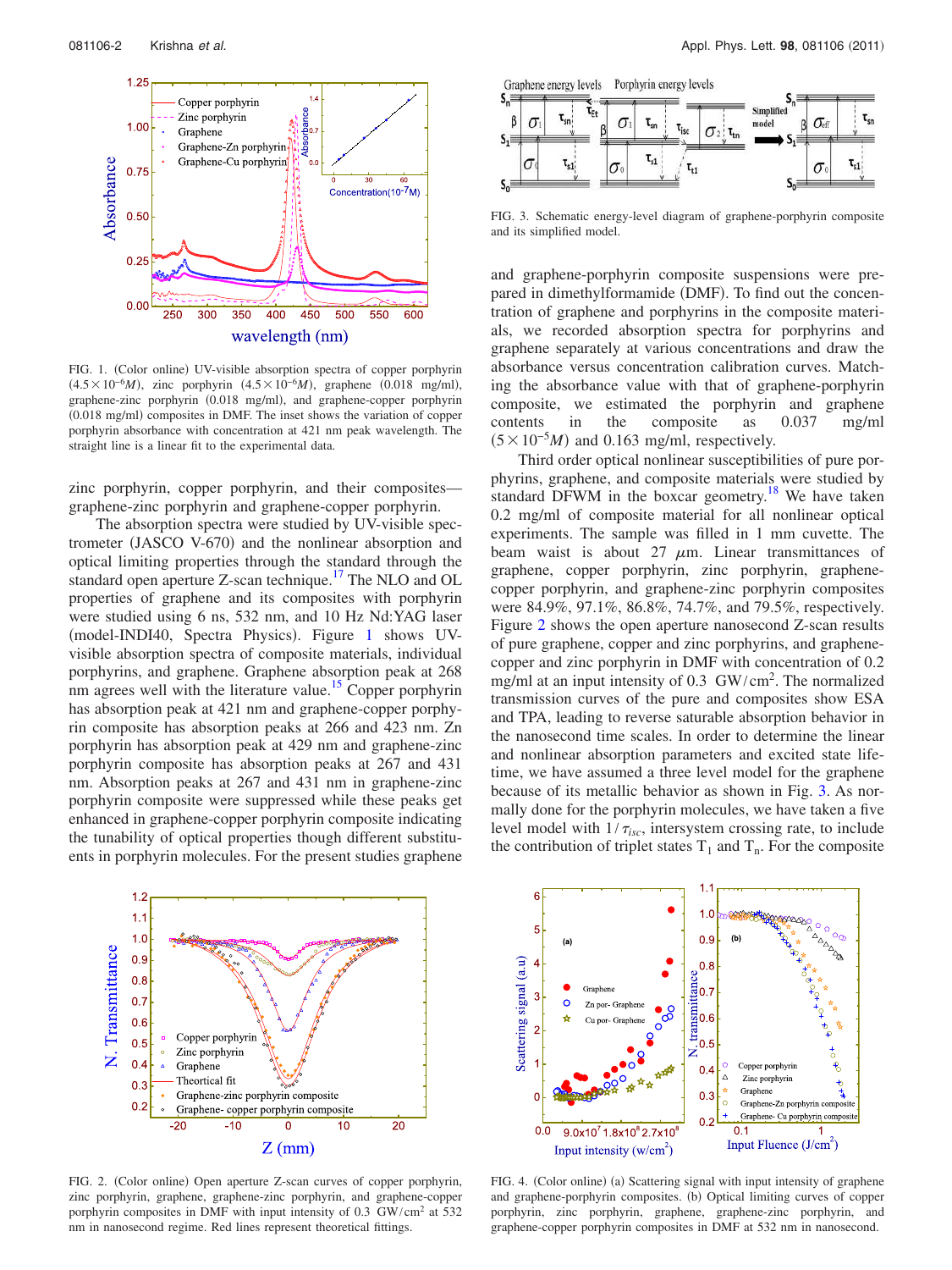FIG. 1. (Color online) UV-visible absorption spectra of copper porphyrin ($4.5\times10^{-6}M$), zinc porphyrin ($4.5\times10^{-6}M$), graphene (0.018 mg/ml), graphene-zinc porphyrin (0.018 mg/ml), and graphene-copper porphyrin (0.018 mg/ml) composites in DMF. The inset shows the variation of copper porphyrin absorbance with concentration at 421 nm peak wavelength. The straight line is a linear fit to the experimental data.

zinc porphyrin, copper porphyrin, and their composites—graphene-zinc porphyrin and graphene-copper porphyrin.

The absorption spectra were studied by UV-visible spectrometer (JASCO V-670) and the nonlinear absorption and optical limiting properties through the standard through the standard open aperture Z-scan technique.[17] The NLO and OL properties of graphene and its composites with porphyrin were studied using 6 ns, 532 nm, and 10 Hz Nd:YAG laser (model-INDI40, Spectra Physics). Figure 1 shows UV-visible absorption spectra of composite materials, individual porphyrins, and graphene. Graphene absorption peak at 268 nm agrees well with the literature value.[15] Copper porphyrin has absorption peak at 421 nm and graphene-copper porphyrin composite has absorption peaks at 266 and 423 nm. Zn porphyrin has absorption peak at 429 nm and graphene-zinc porphyrin composite has absorption peaks at 267 and 431 nm. Absorption peaks at 267 and 431 nm in graphene-zinc porphyrin composite were suppressed while these peaks get enhanced in graphene-copper porphyrin composite indicating the tunability of optical properties though different substituents in porphyrin molecules. For the present studies graphene and graphene-porphyrin composite suspensions were prepared in dimethylformamide (DMF). To find out the concentration of graphene and porphyrins in the composite materials, we recorded absorption spectra for porphyrins and graphene separately at various concentrations and draw the absorbance versus concentration calibration curves. Matching the absorbance value with that of graphene-porphyrin composite, we estimated the porphyrin and graphene contents in the composite as 0.037 mg/ml ($5\times10^{-5}M$) and 0.163 mg/ml, respectively.

FIG. 3. Schematic energy-level diagram of graphene-porphyrin composite and its simplified model.

Third order optical nonlinear susceptibilities of pure porphyrins, graphene, and composite materials were studied by standard DFWM in the boxcar geometry.[18] We have taken 0.2 mg/ml of composite material for all nonlinear optical experiments. The sample was filled in 1 mm cuvette. The beam waist is about 27 $\mu$m. Linear transmittances of graphene, copper porphyrin, zinc porphyrin, graphene-copper porphyrin, and graphene-zinc porphyrin composites were 84.9%, 97.1%, 86.8%, 74.7%, and 79.5%, respectively. Figure 2 shows the open aperture nanosecond Z-scan results of pure graphene, copper and zinc porphyrins, and graphene-copper and zinc porphyrin in DMF with concentration of 0.2 mg/ml at an input intensity of 0.3 $GW/cm^2$. The normalized transmission curves of the pure and composites show ESA and TPA, leading to reverse saturable absorption behavior in the nanosecond time scales. In order to determine the linear and nonlinear absorption parameters and excited state lifetime, we have assumed a three level model for the graphene because of its metallic behavior as shown in Fig. 3. As normally done for the porphyrin molecules, we have taken a five level model with $1/\tau_{isc}$, intersystem crossing rate, to include the contribution of triplet states $T_1$ and $T_n$. For the composite

FIG. 2. (Color online) Open aperture Z-scan curves of copper porphyrin, zinc porphyrin, graphene, graphene-zinc porphyrin, and graphene-copper porphyrin composites in DMF with input intensity of 0.3 $GW/cm^2$ at 532 nm in nanosecond regime. Red lines represent theoretical fittings.

FIG. 4. (Color online) (a) Scattering signal with input intensity of graphene and graphene-porphyrin composites. (b) Optical limiting curves of copper porphyrin, zinc porphyrin, graphene, graphene-zinc porphyrin, and graphene-copper porphyrin composites in DMF at 532 nm in nanosecond.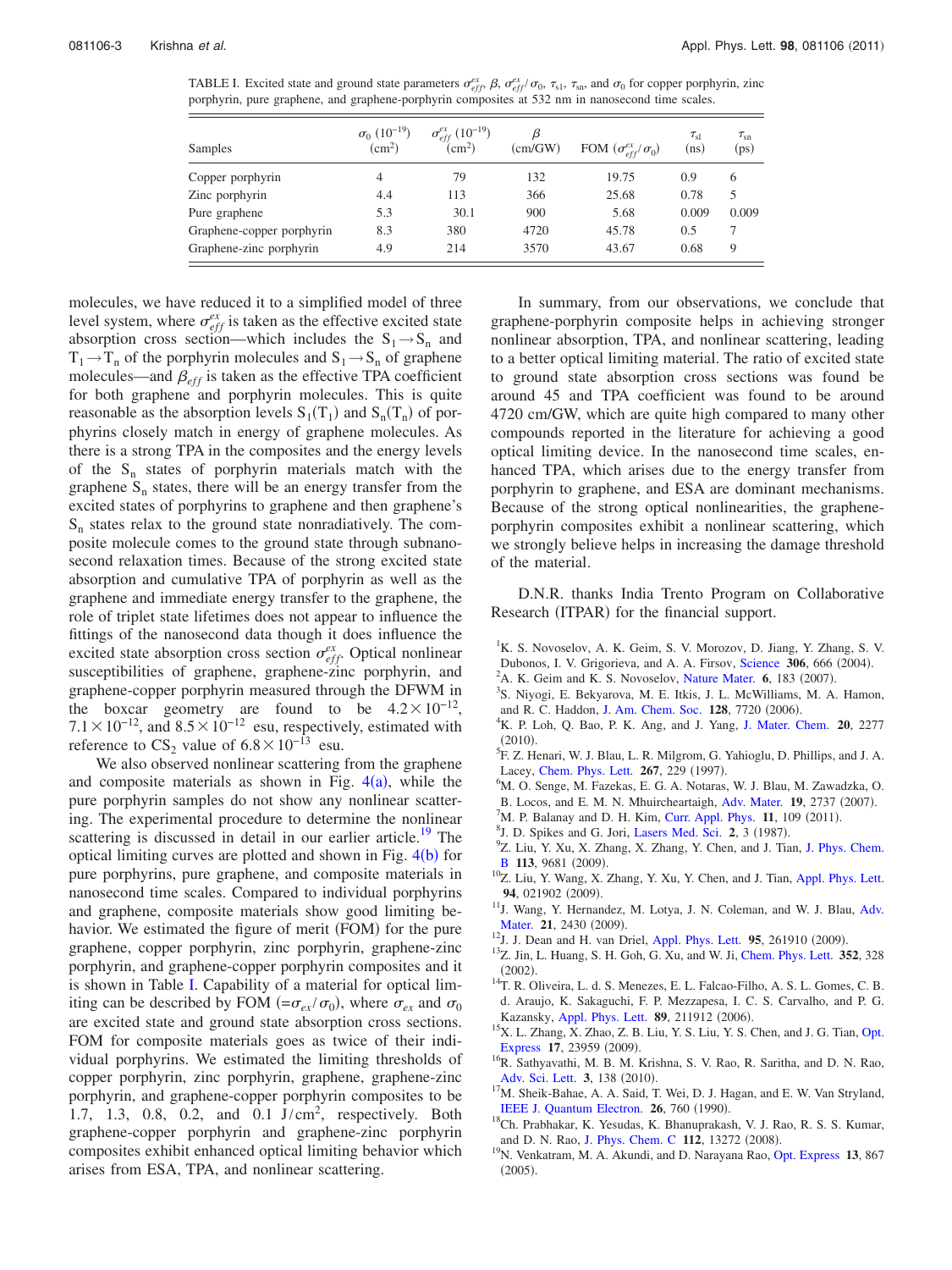TABLE I. Excited state and ground state parameters $\sigma_{eff}^{ex}$, $\beta$, $\sigma_{eff}^{ex}/\sigma_0$, $\tau_{s1}$, $\tau_{sn}$, and $\sigma_0$ for copper porphyrin, zinc porphyrin, pure graphene, and graphene-porphyrin composites at 532 nm in nanosecond time scales.

| Samples | $\sigma_0$ ($10^{-19}$) (cm$^2$) | $\sigma_{eff}^{ex}$ ($10^{-19}$) (cm$^2$) | $\beta$ (cm/GW) | FOM ($\sigma_{eff}^{ex}/\sigma_0$) | $\tau_{sl}$ (ns) | $\tau_{sn}$ (ps) |
|---|---|---|---|---|---|---|
| Copper porphyrin | 4 | 79 | 132 | 19.75 | 0.9 | 6 |
| Zinc porphyrin | 4.4 | 113 | 366 | 25.68 | 0.78 | 5 |
| Pure graphene | 5.3 | 30.1 | 900 | 5.68 | 0.009 | 0.009 |
| Graphene-copper porphyrin | 8.3 | 380 | 4720 | 45.78 | 0.5 | 7 |
| Graphene-zinc porphyrin | 4.9 | 214 | 3570 | 43.67 | 0.68 | 9 |

molecules, we have reduced it to a simplified model of three level system, where $\sigma_{eff}^{ex}$ is taken as the effective excited state absorption cross section—which includes the $S_1 \rightarrow S_n$ and $T_1 \rightarrow T_n$ of the porphyrin molecules and $S_1 \rightarrow S_n$ of graphene molecules—and $\beta_{eff}$ is taken as the effective TPA coefficient for both graphene and porphyrin molecules. This is quite reasonable as the absorption levels $S_1(T_1)$ and $S_n(T_n)$ of porphyrins closely match in energy of graphene molecules. As there is a strong TPA in the composites and the energy levels of the $S_n$ states of porphyrin materials match with the graphene $S_n$ states, there will be an energy transfer from the excited states of porphyrins to graphene and then graphene's $S_n$ states relax to the ground state nonradiatively. The composite molecule comes to the ground state through subnanosecond relaxation times. Because of the strong excited state absorption and cumulative TPA of porphyrin as well as the graphene and immediate energy transfer to the graphene, the role of triplet state lifetimes does not appear to influence the fittings of the nanosecond data though it does influence the excited state absorption cross section $\sigma_{eff}^{ex}$. Optical nonlinear susceptibilities of graphene, graphene-zinc porphyrin, and graphene-copper porphyrin measured through the DFWM in the boxcar geometry are found to be $4.2 \times 10^{-12}$, $7.1 \times 10^{-12}$, and $8.5 \times 10^{-12}$ esu, respectively, estimated with reference to $CS_2$ value of $6.8 \times 10^{-13}$ esu.

We also observed nonlinear scattering from the graphene and composite materials as shown in Fig. 4(a), while the pure porphyrin samples do not show any nonlinear scattering. The experimental procedure to determine the nonlinear scattering is discussed in detail in our earlier article.[19] The optical limiting curves are plotted and shown in Fig. 4(b) for pure porphyrins, pure graphene, and composite materials in nanosecond time scales. Compared to individual porphyrins and graphene, composite materials show good limiting behavior. We estimated the figure of merit (FOM) for the pure graphene, copper porphyrin, zinc porphyrin, graphene-zinc porphyrin, and graphene-copper porphyrin composites and it is shown in Table I. Capability of a material for optical limiting can be described by FOM ($=\sigma_{ex}/\sigma_0$), where $\sigma_{ex}$ and $\sigma_0$ are excited state and ground state absorption cross sections. FOM for composite materials goes as twice of their individual porphyrins. We estimated the limiting thresholds of copper porphyrin, zinc porphyrin, graphene, graphene-zinc porphyrin, and graphene-copper porphyrin composites to be 1.7, 1.3, 0.8, 0.2, and 0.1 J/cm$^2$, respectively. Both graphene-copper porphyrin and graphene-zinc porphyrin composites exhibit enhanced optical limiting behavior which arises from ESA, TPA, and nonlinear scattering.

In summary, from our observations, we conclude that graphene-porphyrin composite helps in achieving stronger nonlinear absorption, TPA, and nonlinear scattering, leading to a better optical limiting material. The ratio of excited state to ground state absorption cross sections was found be around 45 and TPA coefficient was found to be around 4720 cm/GW, which are quite high compared to many other compounds reported in the literature for achieving a good optical limiting device. In the nanosecond time scales, enhanced TPA, which arises due to the energy transfer from porphyrin to graphene, and ESA are dominant mechanisms. Because of the strong optical nonlinearities, the graphene-porphyrin composites exhibit a nonlinear scattering, which we strongly believe helps in increasing the damage threshold of the material.

D.N.R. thanks India Trento Program on Collaborative Research (ITPAR) for the financial support.

[1] K. S. Novoselov, A. K. Geim, S. V. Morozov, D. Jiang, Y. Zhang, S. V. Dubonos, I. V. Grigorieva, and A. A. Firsov, Science **306**, 666 (2004).
[2] A. K. Geim and K. S. Novoselov, Nature Mater. **6**, 183 (2007).
[3] S. Niyogi, E. Bekyarova, M. E. Itkis, J. L. McWilliams, M. A. Hamon, and R. C. Haddon, J. Am. Chem. Soc. **128**, 7720 (2006).
[4] K. P. Loh, Q. Bao, P. K. Ang, and J. Yang, J. Mater. Chem. **20**, 2277 (2010).
[5] F. Z. Henari, W. J. Blau, L. R. Milgrom, G. Yahioglu, D. Phillips, and J. A. Lacey, Chem. Phys. Lett. **267**, 229 (1997).
[6] M. O. Senge, M. Fazekas, E. G. A. Notaras, W. J. Blau, M. Zawadzka, O. B. Locos, and E. M. N. Mhuircheartaigh, Adv. Mater. **19**, 2737 (2007).
[7] M. P. Balanay and D. H. Kim, Curr. Appl. Phys. **11**, 109 (2011).
[8] J. D. Spikes and G. Jori, Lasers Med. Sci. **2**, 3 (1987).
[9] Z. Liu, Y. Xu, X. Zhang, X. Zhang, Y. Chen, and J. Tian, J. Phys. Chem. B **113**, 9681 (2009).
[10] Z. Liu, Y. Wang, X. Zhang, Y. Xu, Y. Chen, and J. Tian, Appl. Phys. Lett. **94**, 021902 (2009).
[11] J. Wang, Y. Hernandez, M. Lotya, J. N. Coleman, and W. J. Blau, Adv. Mater. **21**, 2430 (2009).
[12] J. J. Dean and H. van Driel, Appl. Phys. Lett. **95**, 261910 (2009).
[13] Z. Jin, L. Huang, S. H. Goh, G. Xu, and W. Ji, Chem. Phys. Lett. **352**, 328 (2002).
[14] T. R. Oliveira, L. d. S. Menezes, E. L. Falcao-Filho, A. S. L. Gomes, C. B. d. Araujo, K. Sakaguchi, F. P. Mezzapesa, I. C. S. Carvalho, and P. G. Kazansky, Appl. Phys. Lett. **89**, 211912 (2006).
[15] X. L. Zhang, X. Zhao, Z. B. Liu, Y. S. Liu, Y. S. Chen, and J. G. Tian, Opt. Express **17**, 23959 (2009).
[16] R. Sathyavathi, M. B. M. Krishna, S. V. Rao, R. Saritha, and D. N. Rao, Adv. Sci. Lett. **3**, 138 (2010).
[17] M. Sheik-Bahae, A. A. Said, T. Wei, D. J. Hagan, and E. W. Van Stryland, IEEE J. Quantum Electron. **26**, 760 (1990).
[18] Ch. Prabhakar, K. Yesudas, K. Bhanuprakash, V. J. Rao, R. S. S. Kumar, and D. N. Rao, J. Phys. Chem. C **112**, 13272 (2008).
[19] N. Venkatram, M. A. Akundi, and D. Narayana Rao, Opt. Express **13**, 867 (2005).